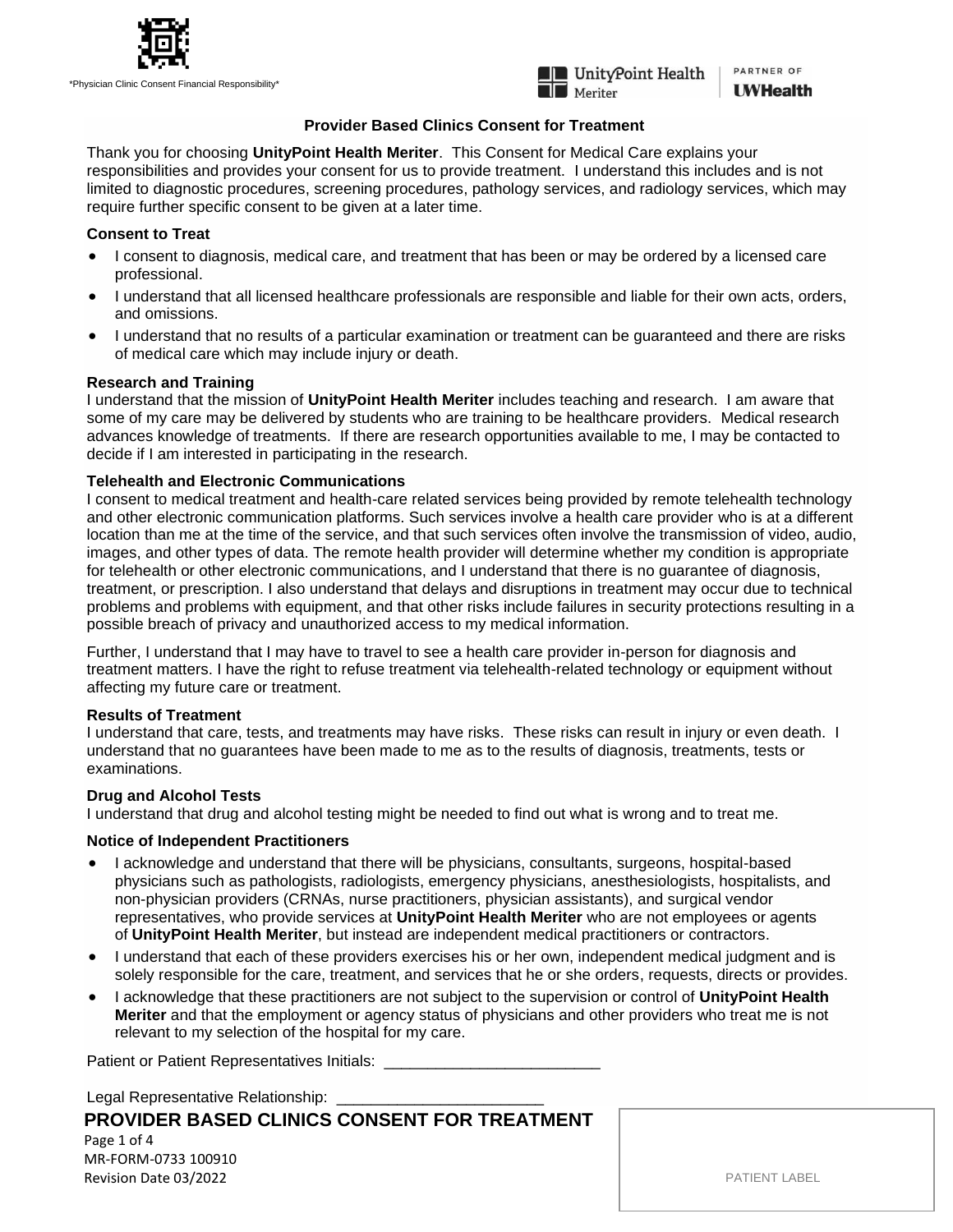*Physician Clinic Consent Financial Responsibility*

# Provider Based Clinics Consent for Treatment

Thank you for choosing **UnityPoint Health Meriter**. This Consent for Medical Care explains your responsibilities and provides your consent for us to provide treatment. I understand this includes and is not limited to diagnostic procedures, screening procedures, pathology services, and radiology services, which may require further specific consent to be given at a later time.

### Consent to Treat

- I consent to diagnosis, medical care, and treatment that has been or may be ordered by a licensed care professional.
- I understand that all licensed healthcare professionals are responsible and liable for their own acts, orders, and omissions.
- I understand that no results of a particular examination or treatment can be guaranteed and there are risks of medical care which may include injury or death.

### Research and Training

I understand that the mission of **UnityPoint Health Meriter** includes teaching and research. I am aware that some of my care may be delivered by students who are training to be healthcare providers. Medical research advances knowledge of treatments. If there are research opportunities available to me, I may be contacted to decide if I am interested in participating in the research.

### Telehealth and Electronic Communications

I consent to medical treatment and health-care related services being provided by remote telehealth technology and other electronic communication platforms. Such services involve a health care provider who is at a different location than me at the time of the service, and that such services often involve the transmission of video, audio, images, and other types of data. The remote health provider will determine whether my condition is appropriate for telehealth or other electronic communications, and I understand that there is no guarantee of diagnosis, treatment, or prescription. I also understand that delays and disruptions in treatment may occur due to technical problems and problems with equipment, and that other risks include failures in security protections resulting in a possible breach of privacy and unauthorized access to my medical information.

Further, I understand that I may have to travel to see a health care provider in-person for diagnosis and treatment matters. I have the right to refuse treatment via telehealth-related technology or equipment without affecting my future care or treatment.

### Results of Treatment

I understand that care, tests, and treatments may have risks. These risks can result in injury or even death. I understand that no guarantees have been made to me as to the results of diagnosis, treatments, tests or examinations.

### Drug and Alcohol Tests

I understand that drug and alcohol testing might be needed to find out what is wrong and to treat me.

### Notice of Independent Practitioners

- I acknowledge and understand that there will be physicians, consultants, surgeons, hospital-based physicians such as pathologists, radiologists, emergency physicians, anesthesiologists, hospitalists, and non-physician providers (CRNAs, nurse practitioners, physician assistants), and surgical vendor representatives, who provide services at **UnityPoint Health Meriter** who are not employees or agents of **UnityPoint Health Meriter**, but instead are independent medical practitioners or contractors.
- I understand that each of these providers exercises his or her own, independent medical judgment and is solely responsible for the care, treatment, and services that he or she orders, requests, directs or provides.
- I acknowledge that these practitioners are not subject to the supervision or control of **UnityPoint Health Meriter** and that the employment or agency status of physicians and other providers who treat me is not relevant to my selection of the hospital for my care.

Patient or Patient Representatives Initials: _________________________

Legal Representative Relationship: _______________________

**PROVIDER BASED CLINICS CONSENT FOR TREATMENT**

MR-FORM-0733 100910
Revision Date 03/2022

PATIENT LABEL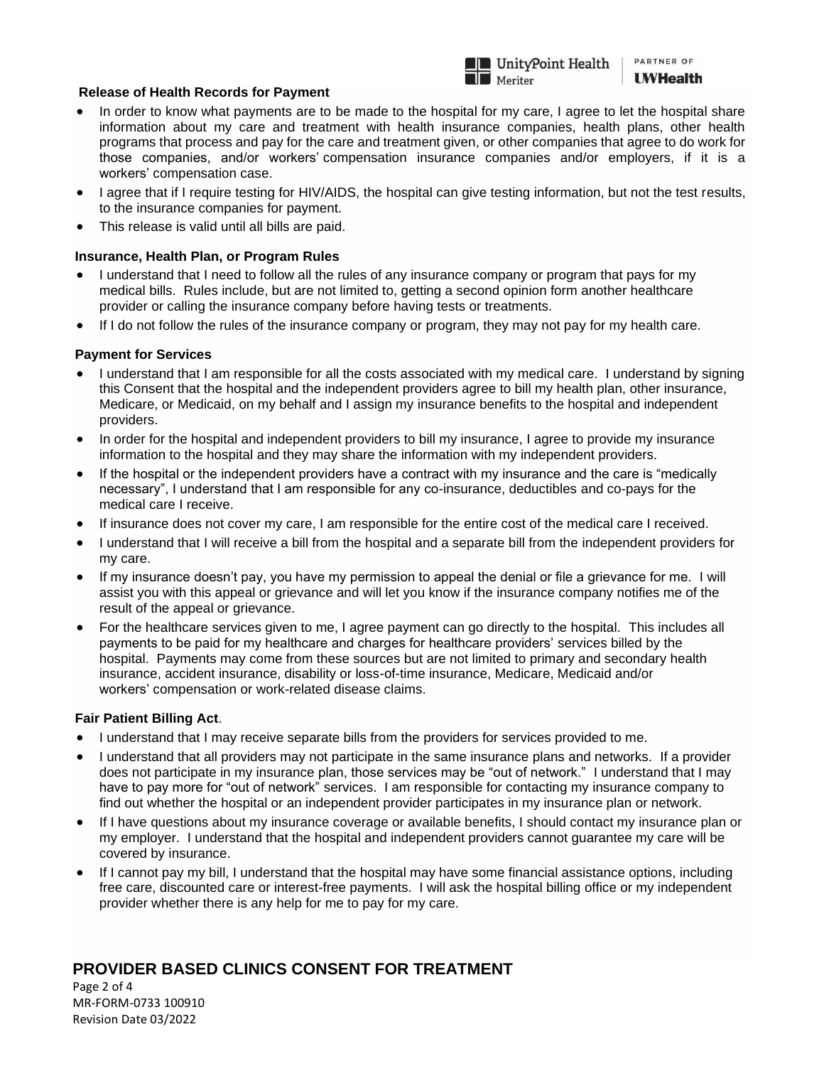### Release of Health Records for Payment

- In order to know what payments are to be made to the hospital for my care, I agree to let the hospital share information about my care and treatment with health insurance companies, health plans, other health programs that process and pay for the care and treatment given, or other companies that agree to do work for those companies, and/or workers' compensation insurance companies and/or employers, if it is a workers' compensation case.
- I agree that if I require testing for HIV/AIDS, the hospital can give testing information, but not the test results, to the insurance companies for payment.
- This release is valid until all bills are paid.

### Insurance, Health Plan, or Program Rules

- I understand that I need to follow all the rules of any insurance company or program that pays for my medical bills. Rules include, but are not limited to, getting a second opinion form another healthcare provider or calling the insurance company before having tests or treatments.
- If I do not follow the rules of the insurance company or program, they may not pay for my health care.

### Payment for Services

- I understand that I am responsible for all the costs associated with my medical care. I understand by signing this Consent that the hospital and the independent providers agree to bill my health plan, other insurance, Medicare, or Medicaid, on my behalf and I assign my insurance benefits to the hospital and independent providers.
- In order for the hospital and independent providers to bill my insurance, I agree to provide my insurance information to the hospital and they may share the information with my independent providers.
- If the hospital or the independent providers have a contract with my insurance and the care is "medically necessary", I understand that I am responsible for any co-insurance, deductibles and co-pays for the medical care I receive.
- If insurance does not cover my care, I am responsible for the entire cost of the medical care I received.
- I understand that I will receive a bill from the hospital and a separate bill from the independent providers for my care.
- If my insurance doesn't pay, you have my permission to appeal the denial or file a grievance for me. I will assist you with this appeal or grievance and will let you know if the insurance company notifies me of the result of the appeal or grievance.
- For the healthcare services given to me, I agree payment can go directly to the hospital. This includes all payments to be paid for my healthcare and charges for healthcare providers' services billed by the hospital. Payments may come from these sources but are not limited to primary and secondary health insurance, accident insurance, disability or loss-of-time insurance, Medicare, Medicaid and/or workers' compensation or work-related disease claims.

### Fair Patient Billing Act.

- I understand that I may receive separate bills from the providers for services provided to me.
- I understand that all providers may not participate in the same insurance plans and networks. If a provider does not participate in my insurance plan, those services may be "out of network." I understand that I may have to pay more for "out of network" services. I am responsible for contacting my insurance company to find out whether the hospital or an independent provider participates in my insurance plan or network.
- If I have questions about my insurance coverage or available benefits, I should contact my insurance plan or my employer. I understand that the hospital and independent providers cannot guarantee my care will be covered by insurance.
- If I cannot pay my bill, I understand that the hospital may have some financial assistance options, including free care, discounted care or interest-free payments. I will ask the hospital billing office or my independent provider whether there is any help for me to pay for my care.

## PROVIDER BASED CLINICS CONSENT FOR TREATMENT

MR-FORM-0733 100910
Revision Date 03/2022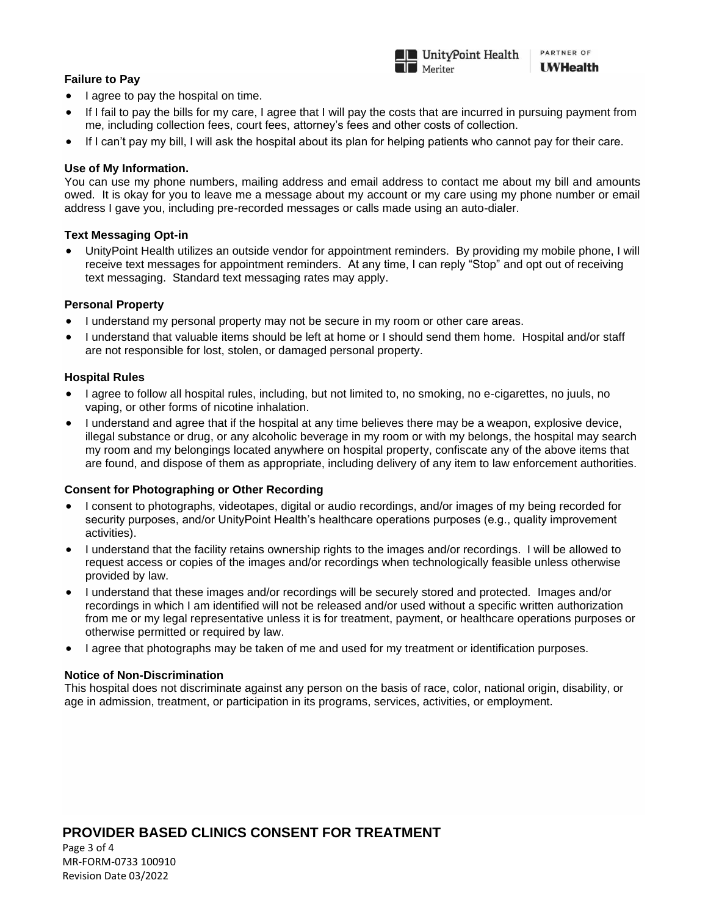**Failure to Pay**

- I agree to pay the hospital on time.
- If I fail to pay the bills for my care, I agree that I will pay the costs that are incurred in pursuing payment from me, including collection fees, court fees, attorney's fees and other costs of collection.
- If I can't pay my bill, I will ask the hospital about its plan for helping patients who cannot pay for their care.

**Use of My Information.**

You can use my phone numbers, mailing address and email address to contact me about my bill and amounts owed. It is okay for you to leave me a message about my account or my care using my phone number or email address I gave you, including pre-recorded messages or calls made using an auto-dialer.

**Text Messaging Opt-in**

- UnityPoint Health utilizes an outside vendor for appointment reminders. By providing my mobile phone, I will receive text messages for appointment reminders. At any time, I can reply "Stop" and opt out of receiving text messaging. Standard text messaging rates may apply.

**Personal Property**

- I understand my personal property may not be secure in my room or other care areas.
- I understand that valuable items should be left at home or I should send them home. Hospital and/or staff are not responsible for lost, stolen, or damaged personal property.

**Hospital Rules**

- I agree to follow all hospital rules, including, but not limited to, no smoking, no e-cigarettes, no juuls, no vaping, or other forms of nicotine inhalation.
- I understand and agree that if the hospital at any time believes there may be a weapon, explosive device, illegal substance or drug, or any alcoholic beverage in my room or with my belongs, the hospital may search my room and my belongings located anywhere on hospital property, confiscate any of the above items that are found, and dispose of them as appropriate, including delivery of any item to law enforcement authorities.

**Consent for Photographing or Other Recording**

- I consent to photographs, videotapes, digital or audio recordings, and/or images of my being recorded for security purposes, and/or UnityPoint Health's healthcare operations purposes (e.g., quality improvement activities).
- I understand that the facility retains ownership rights to the images and/or recordings. I will be allowed to request access or copies of the images and/or recordings when technologically feasible unless otherwise provided by law.
- I understand that these images and/or recordings will be securely stored and protected. Images and/or recordings in which I am identified will not be released and/or used without a specific written authorization from me or my legal representative unless it is for treatment, payment, or healthcare operations purposes or otherwise permitted or required by law.
- I agree that photographs may be taken of me and used for my treatment or identification purposes.

**Notice of Non-Discrimination**

This hospital does not discriminate against any person on the basis of race, color, national origin, disability, or age in admission, treatment, or participation in its programs, services, activities, or employment.

**PROVIDER BASED CLINICS CONSENT FOR TREATMENT**

MR-FORM-0733 100910
Revision Date 03/2022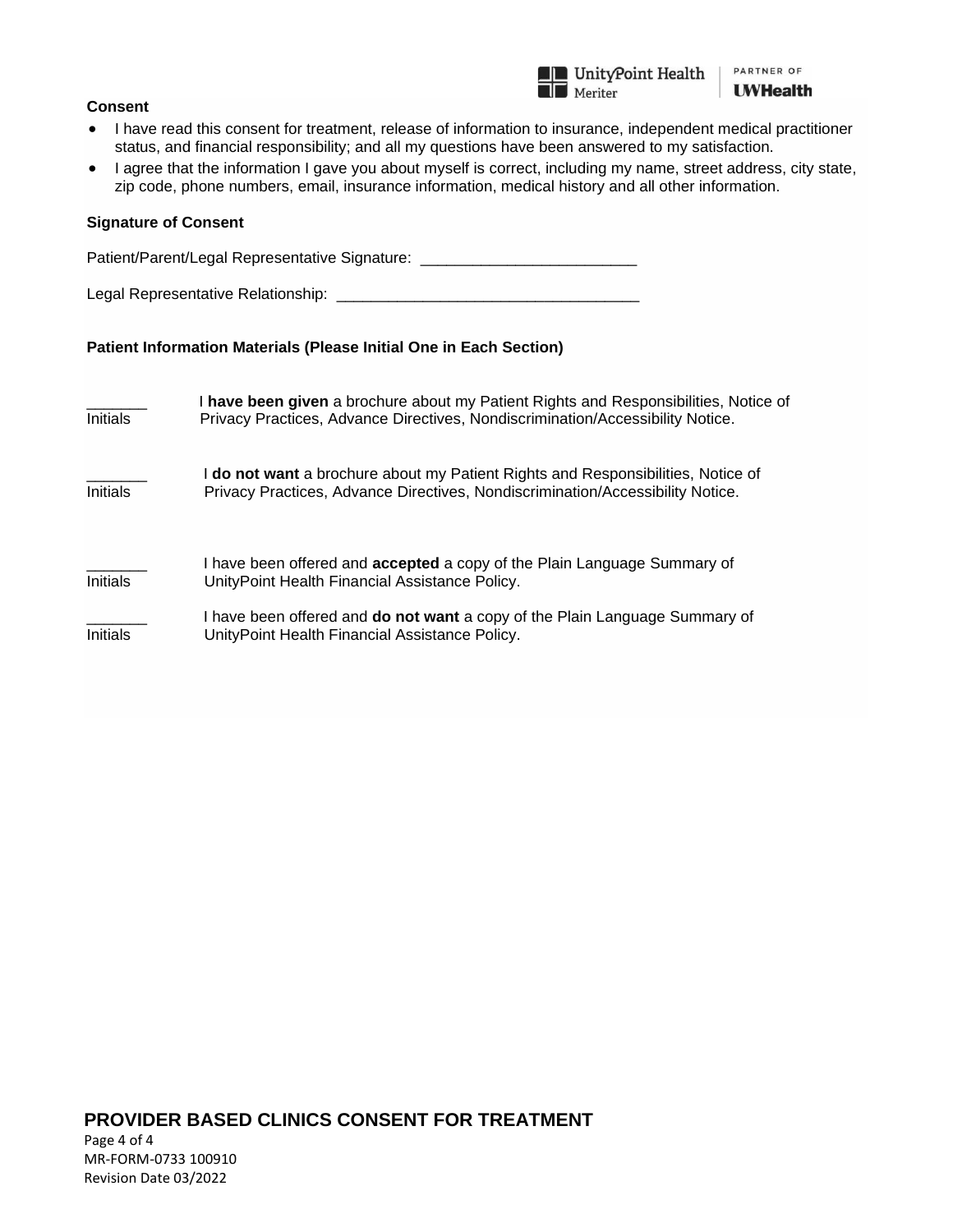**Consent**

- I have read this consent for treatment, release of information to insurance, independent medical practitioner status, and financial responsibility; and all my questions have been answered to my satisfaction.
- I agree that the information I gave you about myself is correct, including my name, street address, city state, zip code, phone numbers, email, insurance information, medical history and all other information.

**Signature of Consent**

Patient/Parent/Legal Representative Signature: _________________________

Legal Representative Relationship: ___________________________________

**Patient Information Materials (Please Initial One in Each Section)**

_______ I **have been given** a brochure about my Patient Rights and Responsibilities, Notice of Privacy Practices, Advance Directives, Nondiscrimination/Accessibility Notice.
Initials

_______ I **do not want** a brochure about my Patient Rights and Responsibilities, Notice of Privacy Practices, Advance Directives, Nondiscrimination/Accessibility Notice.
Initials

_______ I have been offered and **accepted** a copy of the Plain Language Summary of UnityPoint Health Financial Assistance Policy.
Initials

_______ I have been offered and **do not want** a copy of the Plain Language Summary of UnityPoint Health Financial Assistance Policy.
Initials

**PROVIDER BASED CLINICS CONSENT FOR TREATMENT**

MR-FORM-0733 100910
Revision Date 03/2022